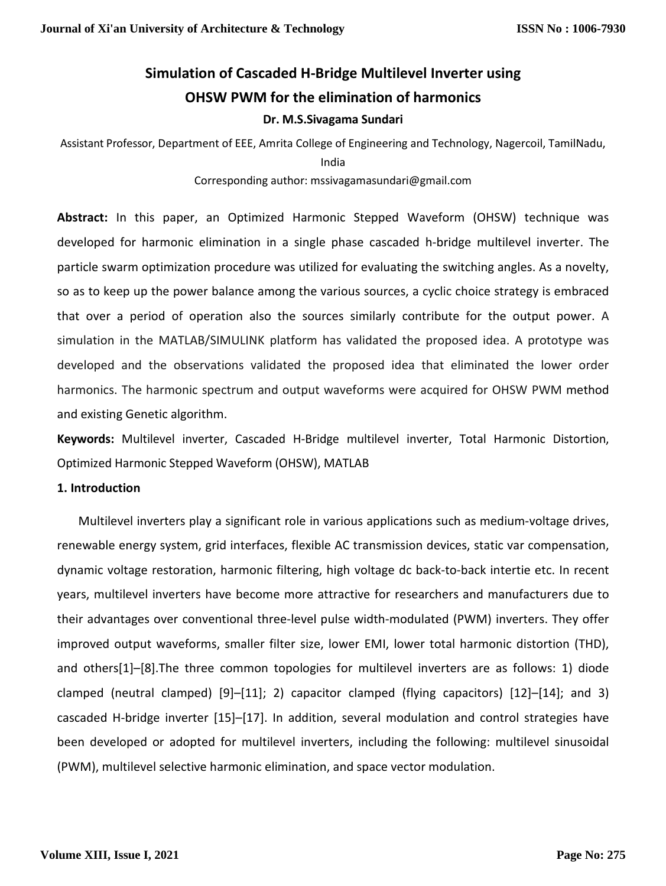# Simulation of Cascaded H-Bridge Multilevel Inverter using OHSW PWM for the elimination of harmonics

**Dr. M.S.Sivagama Sundari**

Assistant Professor, Department of EEE, Amrita College of Engineering and Technology, Nagercoil, TamilNadu, India

Corresponding author: mssivagamasundari@gmail.com

**Abstract:** In this paper, an Optimized Harmonic Stepped Waveform (OHSW) technique was developed for harmonic elimination in a single phase cascaded h-bridge multilevel inverter. The particle swarm optimization procedure was utilized for evaluating the switching angles. As a novelty, so as to keep up the power balance among the various sources, a cyclic choice strategy is embraced that over a period of operation also the sources similarly contribute for the output power. A simulation in the MATLAB/SIMULINK platform has validated the proposed idea. A prototype was developed and the observations validated the proposed idea that eliminated the lower order harmonics. The harmonic spectrum and output waveforms were acquired for OHSW PWM method and existing Genetic algorithm.

**Keywords:** Multilevel inverter, Cascaded H-Bridge multilevel inverter, Total Harmonic Distortion, Optimized Harmonic Stepped Waveform (OHSW), MATLAB

## 1. Introduction

Multilevel inverters play a significant role in various applications such as medium-voltage drives, renewable energy system, grid interfaces, flexible AC transmission devices, static var compensation, dynamic voltage restoration, harmonic filtering, high voltage dc back-to-back intertie etc. In recent years, multilevel inverters have become more attractive for researchers and manufacturers due to their advantages over conventional three-level pulse width-modulated (PWM) inverters. They offer improved output waveforms, smaller filter size, lower EMI, lower total harmonic distortion (THD), and others[1]–[8].The three common topologies for multilevel inverters are as follows: 1) diode clamped (neutral clamped) [9]–[11]; 2) capacitor clamped (flying capacitors) [12]–[14]; and 3) cascaded H-bridge inverter [15]–[17]. In addition, several modulation and control strategies have been developed or adopted for multilevel inverters, including the following: multilevel sinusoidal (PWM), multilevel selective harmonic elimination, and space vector modulation.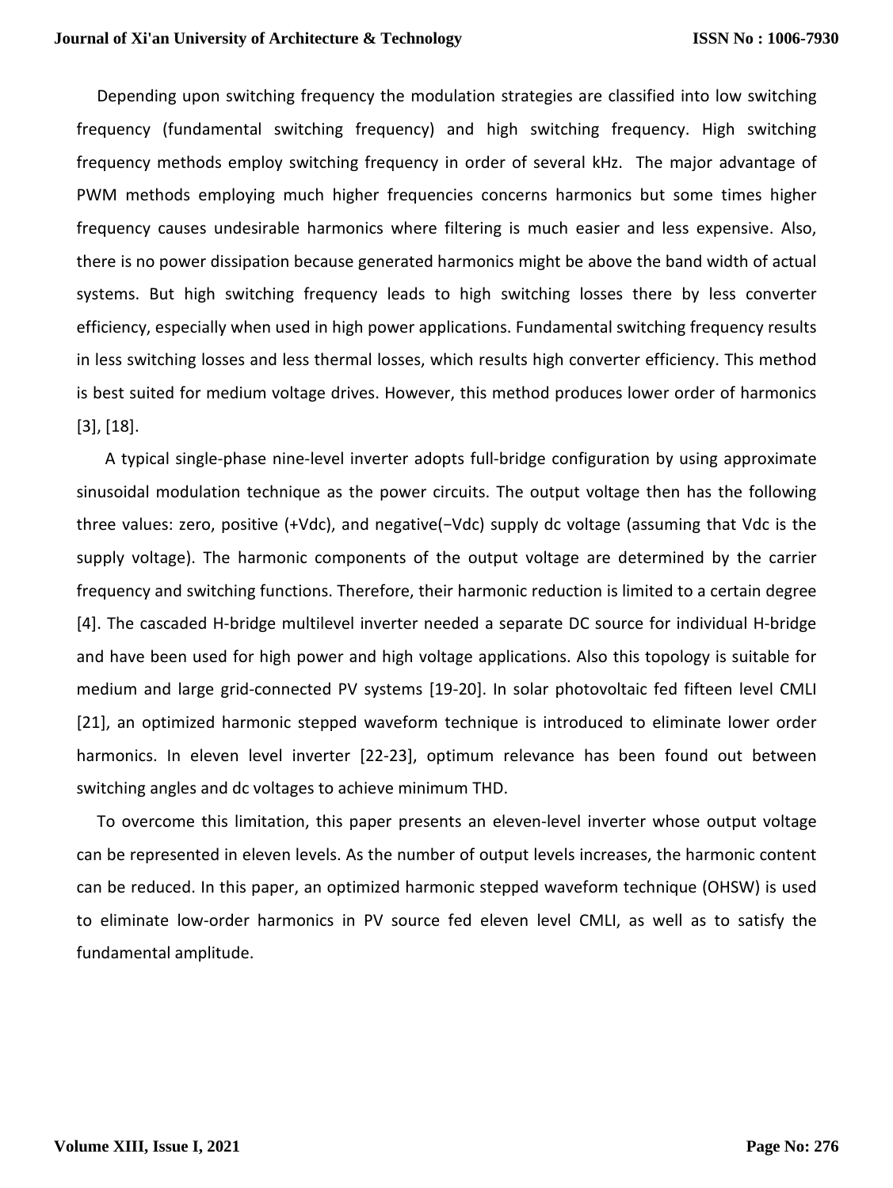Depending upon switching frequency the modulation strategies are classified into low switching frequency (fundamental switching frequency) and high switching frequency. High switching frequency methods employ switching frequency in order of several kHz. The major advantage of PWM methods employing much higher frequencies concerns harmonics but some times higher frequency causes undesirable harmonics where filtering is much easier and less expensive. Also, there is no power dissipation because generated harmonics might be above the band width of actual systems. But high switching frequency leads to high switching losses there by less converter efficiency, especially when used in high power applications. Fundamental switching frequency results in less switching losses and less thermal losses, which results high converter efficiency. This method is best suited for medium voltage drives. However, this method produces lower order of harmonics [3], [18].

A typical single-phase nine-level inverter adopts full-bridge configuration by using approximate sinusoidal modulation technique as the power circuits. The output voltage then has the following three values: zero, positive (+Vdc), and negative(−Vdc) supply dc voltage (assuming that Vdc is the supply voltage). The harmonic components of the output voltage are determined by the carrier frequency and switching functions. Therefore, their harmonic reduction is limited to a certain degree [4]. The cascaded H-bridge multilevel inverter needed a separate DC source for individual H-bridge and have been used for high power and high voltage applications. Also this topology is suitable for medium and large grid-connected PV systems [19-20]. In solar photovoltaic fed fifteen level CMLI [21], an optimized harmonic stepped waveform technique is introduced to eliminate lower order harmonics. In eleven level inverter [22-23], optimum relevance has been found out between switching angles and dc voltages to achieve minimum THD.

To overcome this limitation, this paper presents an eleven-level inverter whose output voltage can be represented in eleven levels. As the number of output levels increases, the harmonic content can be reduced. In this paper, an optimized harmonic stepped waveform technique (OHSW) is used to eliminate low-order harmonics in PV source fed eleven level CMLI, as well as to satisfy the fundamental amplitude.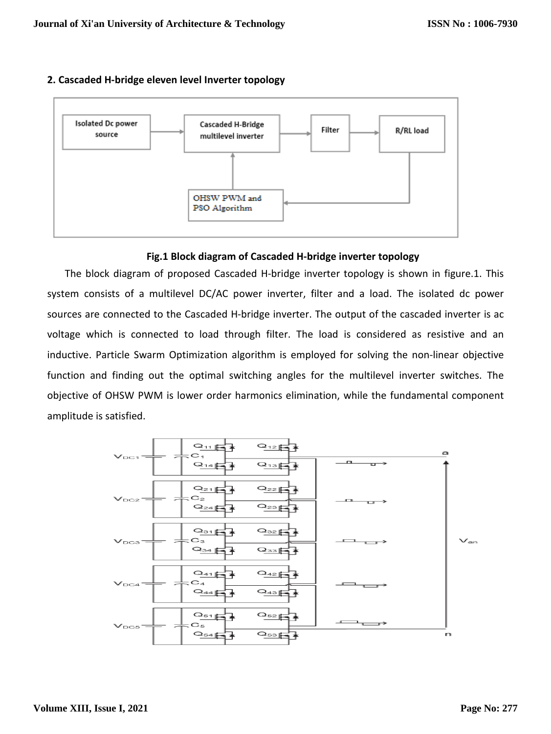## 2. Cascaded H-bridge eleven level Inverter topology

**Fig.1 Block diagram of Cascaded H-bridge inverter topology**

The block diagram of proposed Cascaded H-bridge inverter topology is shown in figure.1. This system consists of a multilevel DC/AC power inverter, filter and a load. The isolated dc power sources are connected to the Cascaded H-bridge inverter. The output of the cascaded inverter is ac voltage which is connected to load through filter. The load is considered as resistive and an inductive. Particle Swarm Optimization algorithm is employed for solving the non-linear objective function and finding out the optimal switching angles for the multilevel inverter switches. The objective of OHSW PWM is lower order harmonics elimination, while the fundamental component amplitude is satisfied.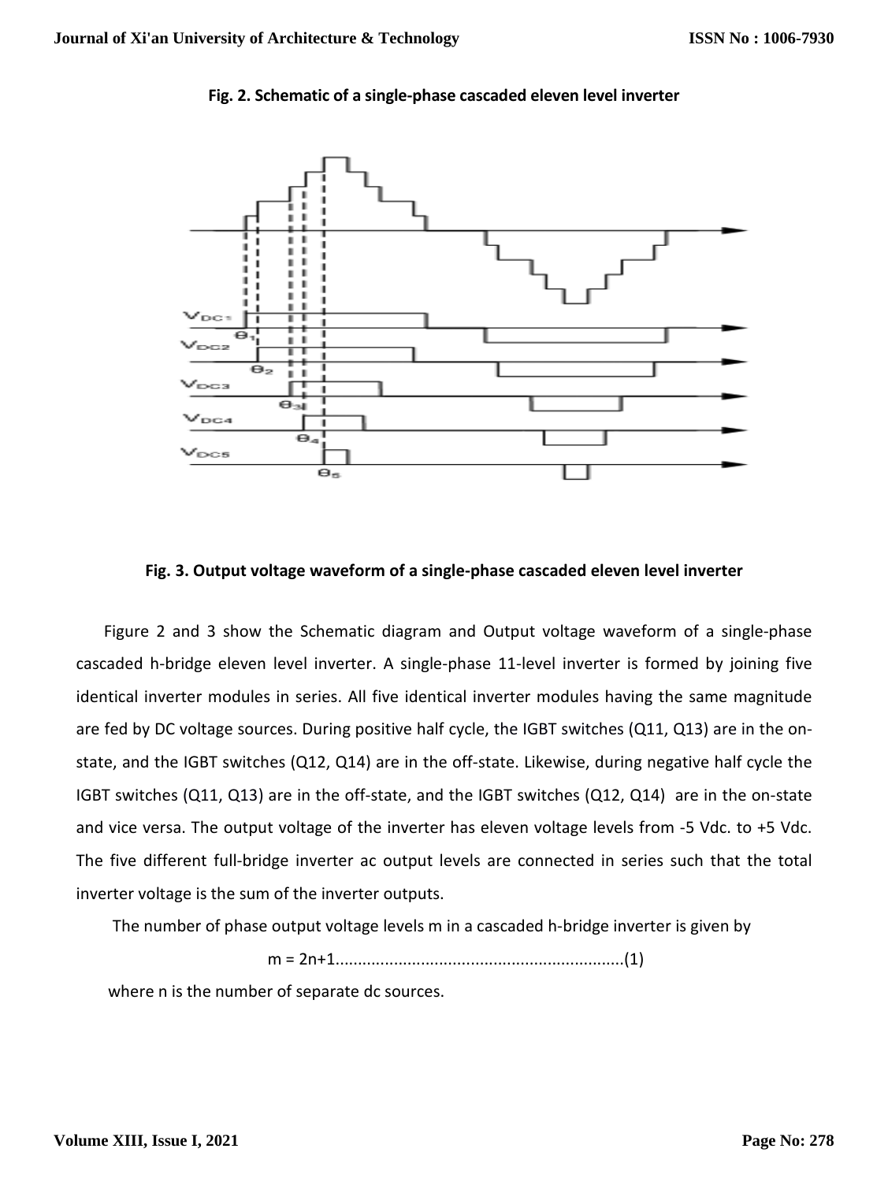**Fig. 2. Schematic of a single-phase cascaded eleven level inverter**

**Fig. 3. Output voltage waveform of a single-phase cascaded eleven level inverter**

Figure 2 and 3 show the Schematic diagram and Output voltage waveform of a single-phase cascaded h-bridge eleven level inverter. A single-phase 11-level inverter is formed by joining five identical inverter modules in series. All five identical inverter modules having the same magnitude are fed by DC voltage sources. During positive half cycle, the IGBT switches (Q11, Q13) are in the on-state, and the IGBT switches (Q12, Q14) are in the off-state. Likewise, during negative half cycle the IGBT switches (Q11, Q13) are in the off-state, and the IGBT switches (Q12, Q14) are in the on-state and vice versa. The output voltage of the inverter has eleven voltage levels from -5 Vdc. to +5 Vdc. The five different full-bridge inverter ac output levels are connected in series such that the total inverter voltage is the sum of the inverter outputs.

The number of phase output voltage levels m in a cascaded h-bridge inverter is given by

$$m = 2n+1 \quad \text{.................................................................(1)}$$

where n is the number of separate dc sources.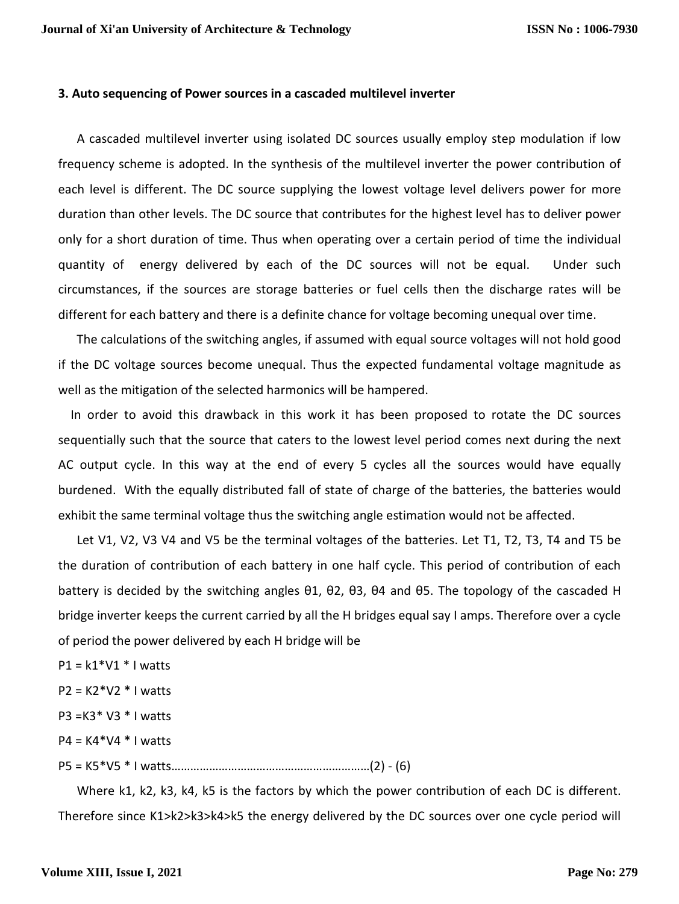### 3. Auto sequencing of Power sources in a cascaded multilevel inverter

A cascaded multilevel inverter using isolated DC sources usually employ step modulation if low frequency scheme is adopted. In the synthesis of the multilevel inverter the power contribution of each level is different. The DC source supplying the lowest voltage level delivers power for more duration than other levels. The DC source that contributes for the highest level has to deliver power only for a short duration of time. Thus when operating over a certain period of time the individual quantity of energy delivered by each of the DC sources will not be equal. Under such circumstances, if the sources are storage batteries or fuel cells then the discharge rates will be different for each battery and there is a definite chance for voltage becoming unequal over time.

The calculations of the switching angles, if assumed with equal source voltages will not hold good if the DC voltage sources become unequal. Thus the expected fundamental voltage magnitude as well as the mitigation of the selected harmonics will be hampered.

In order to avoid this drawback in this work it has been proposed to rotate the DC sources sequentially such that the source that caters to the lowest level period comes next during the next AC output cycle. In this way at the end of every 5 cycles all the sources would have equally burdened. With the equally distributed fall of state of charge of the batteries, the batteries would exhibit the same terminal voltage thus the switching angle estimation would not be affected.

Let V1, V2, V3 V4 and V5 be the terminal voltages of the batteries. Let T1, T2, T3, T4 and T5 be the duration of contribution of each battery in one half cycle. This period of contribution of each battery is decided by the switching angles θ1, θ2, θ3, θ4 and θ5. The topology of the cascaded H bridge inverter keeps the current carried by all the H bridges equal say I amps. Therefore over a cycle of period the power delivered by each H bridge will be

$P1 = k1*V1 * I$ watts

$P2 = K2*V2 * I$ watts

$P3 = K3* V3 * I$ watts

$P4 = K4*V4 * I$ watts

$P5 = K5*V5 * I$ watts……………………………………………………(2) - (6)

Where k1, k2, k3, k4, k5 is the factors by which the power contribution of each DC is different. Therefore since K1>k2>k3>k4>k5 the energy delivered by the DC sources over one cycle period will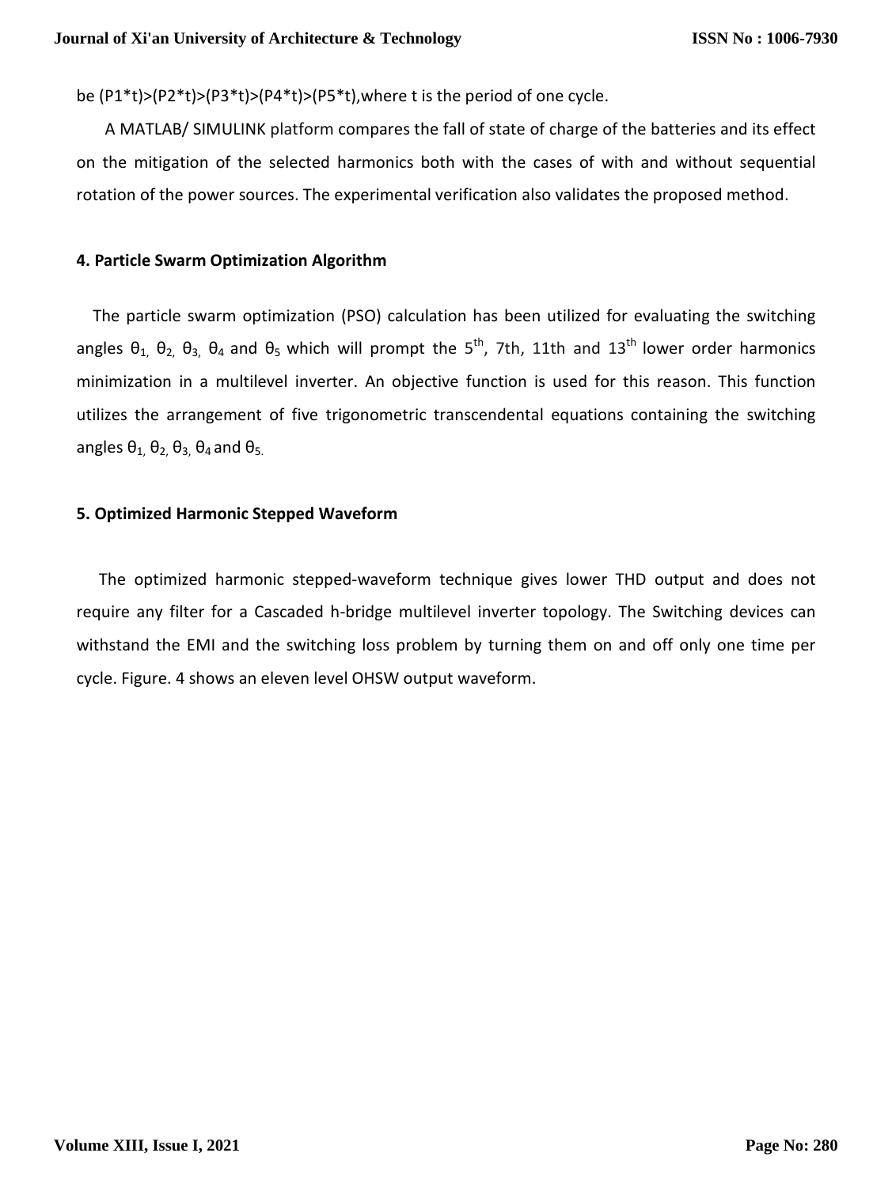be (P1*t)>(P2*t)>(P3*t)>(P4*t)>(P5*t),where t is the period of one cycle.

A MATLAB/ SIMULINK platform compares the fall of state of charge of the batteries and its effect on the mitigation of the selected harmonics both with the cases of with and without sequential rotation of the power sources. The experimental verification also validates the proposed method.

### 4. Particle Swarm Optimization Algorithm

The particle swarm optimization (PSO) calculation has been utilized for evaluating the switching angles $\theta_1$, $\theta_2$, $\theta_3$, $\theta_4$ and $\theta_5$ which will prompt the $5^{th}$, 7th, 11th and $13^{th}$ lower order harmonics minimization in a multilevel inverter. An objective function is used for this reason. This function utilizes the arrangement of five trigonometric transcendental equations containing the switching angles $\theta_1$, $\theta_2$, $\theta_3$, $\theta_4$ and $\theta_5$.

### 5. Optimized Harmonic Stepped Waveform

The optimized harmonic stepped-waveform technique gives lower THD output and does not require any filter for a Cascaded h-bridge multilevel inverter topology. The Switching devices can withstand the EMI and the switching loss problem by turning them on and off only one time per cycle. Figure. 4 shows an eleven level OHSW output waveform.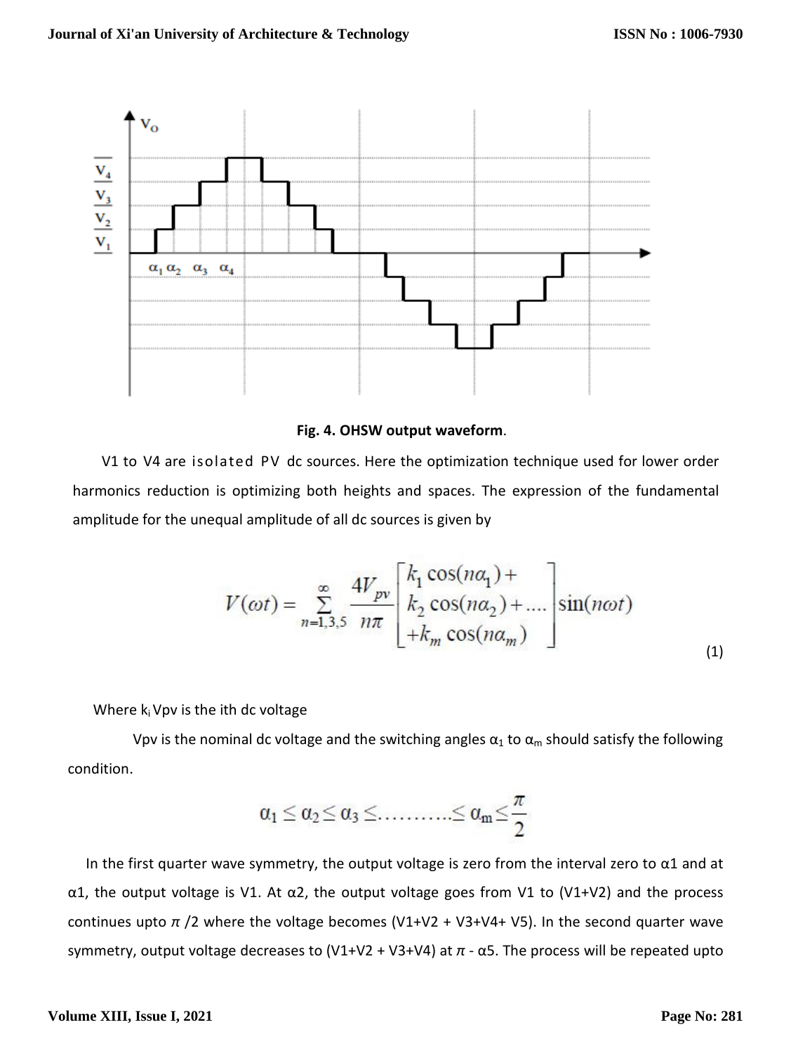**Fig. 4. OHSW output waveform**.

V1 to V4 are isolated PV dc sources. Here the optimization technique used for lower order harmonics reduction is optimizing both heights and spaces. The expression of the fundamental amplitude for the unequal amplitude of all dc sources is given by

$$V(\omega t) = \sum_{n=1,3,5}^{\infty} \frac{4V_{pv}}{n\pi} \begin{bmatrix} k_1 \cos(n\alpha_1) + \\ k_2 \cos(n\alpha_2) + .... \\ +k_m \cos(n\alpha_m) \end{bmatrix} \sin(n\omega t) \tag{1}$$

Where $k_i$ Vpv is the ith dc voltage

Vpv is the nominal dc voltage and the switching angles $\alpha_1$ to $\alpha_m$ should satisfy the following condition.

$$\alpha_1 \leq \alpha_2 \leq \alpha_3 \leq .......... \leq \alpha_m \leq \frac{\pi}{2}$$

In the first quarter wave symmetry, the output voltage is zero from the interval zero to α1 and at α1, the output voltage is V1. At α2, the output voltage goes from V1 to (V1+V2) and the process continues upto $\pi$ /2 where the voltage becomes (V1+V2 + V3+V4+ V5). In the second quarter wave symmetry, output voltage decreases to (V1+V2 + V3+V4) at $\pi$ - α5. The process will be repeated upto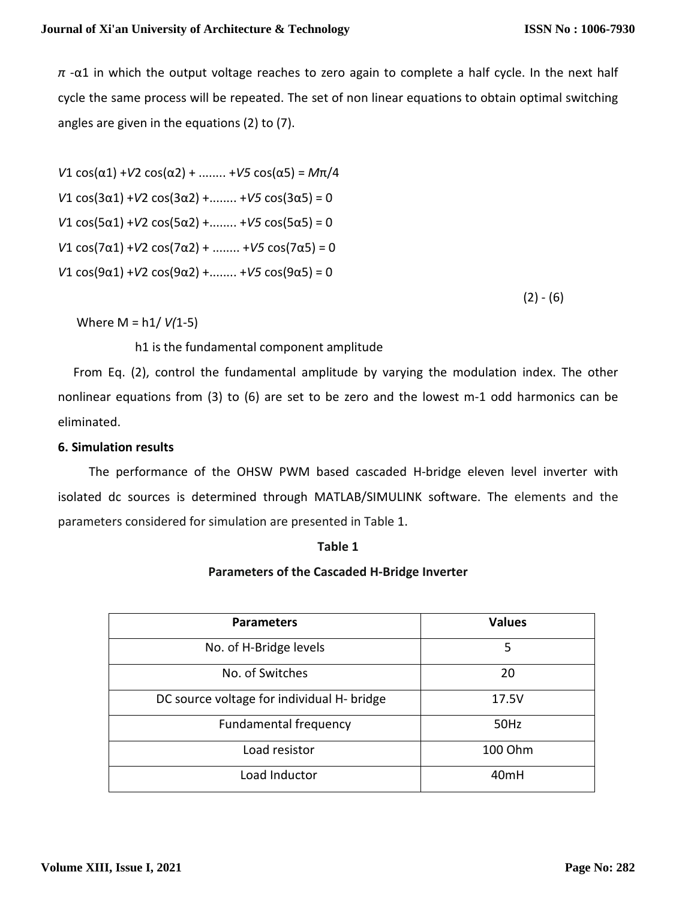$\pi$ -α1 in which the output voltage reaches to zero again to complete a half cycle. In the next half cycle the same process will be repeated. The set of non linear equations to obtain optimal switching angles are given in the equations (2) to (7).

$$V1\cos(\alpha 1) + V2\cos(\alpha 2) + \ldots\ldots + V5\cos(\alpha 5) = M\pi/4$$
$$V1\cos(3\alpha 1) + V2\cos(3\alpha 2) + \ldots\ldots + V5\cos(3\alpha 5) = 0$$
$$V1\cos(5\alpha 1) + V2\cos(5\alpha 2) + \ldots\ldots + V5\cos(5\alpha 5) = 0$$
$$V1\cos(7\alpha 1) + V2\cos(7\alpha 2) + \ldots\ldots + V5\cos(7\alpha 5) = 0$$
$$V1\cos(9\alpha 1) + V2\cos(9\alpha 2) + \ldots\ldots + V5\cos(9\alpha 5) = 0$$

(2) - (6)

Where M = h1/ $V(1\text{-}5)$

h1 is the fundamental component amplitude

From Eq. (2), control the fundamental amplitude by varying the modulation index. The other nonlinear equations from (3) to (6) are set to be zero and the lowest m-1 odd harmonics can be eliminated.

### 6. Simulation results

The performance of the OHSW PWM based cascaded H-bridge eleven level inverter with isolated dc sources is determined through MATLAB/SIMULINK software. The elements and the parameters considered for simulation are presented in Table 1.

**Table 1**

**Parameters of the Cascaded H-Bridge Inverter**

| Parameters | Values |
|---|---|
| No. of H-Bridge levels | 5 |
| No. of Switches | 20 |
| DC source voltage for individual H- bridge | 17.5V |
| Fundamental frequency | 50Hz |
| Load resistor | 100 Ohm |
| Load Inductor | 40mH |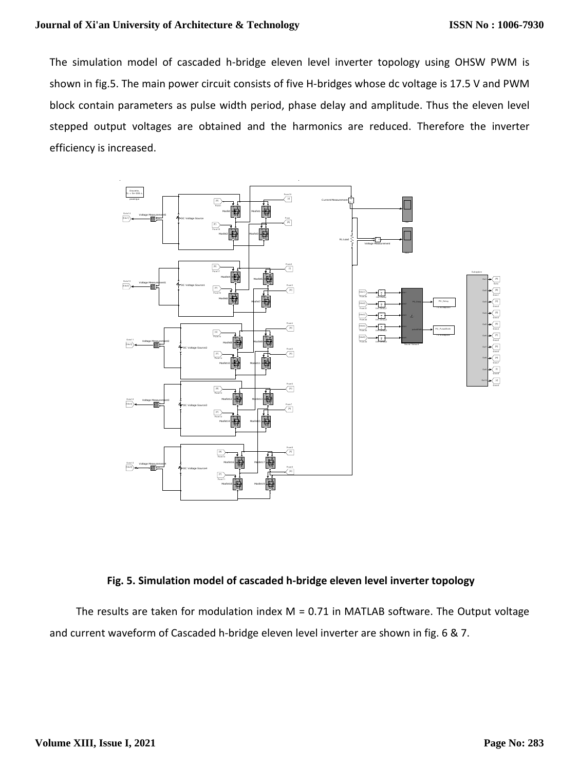The simulation model of cascaded h-bridge eleven level inverter topology using OHSW PWM is shown in fig.5. The main power circuit consists of five H-bridges whose dc voltage is 17.5 V and PWM block contain parameters as pulse width period, phase delay and amplitude. Thus the eleven level stepped output voltages are obtained and the harmonics are reduced. Therefore the inverter efficiency is increased.

**Fig. 5. Simulation model of cascaded h-bridge eleven level inverter topology**

The results are taken for modulation index M = 0.71 in MATLAB software. The Output voltage and current waveform of Cascaded h-bridge eleven level inverter are shown in fig. 6 & 7.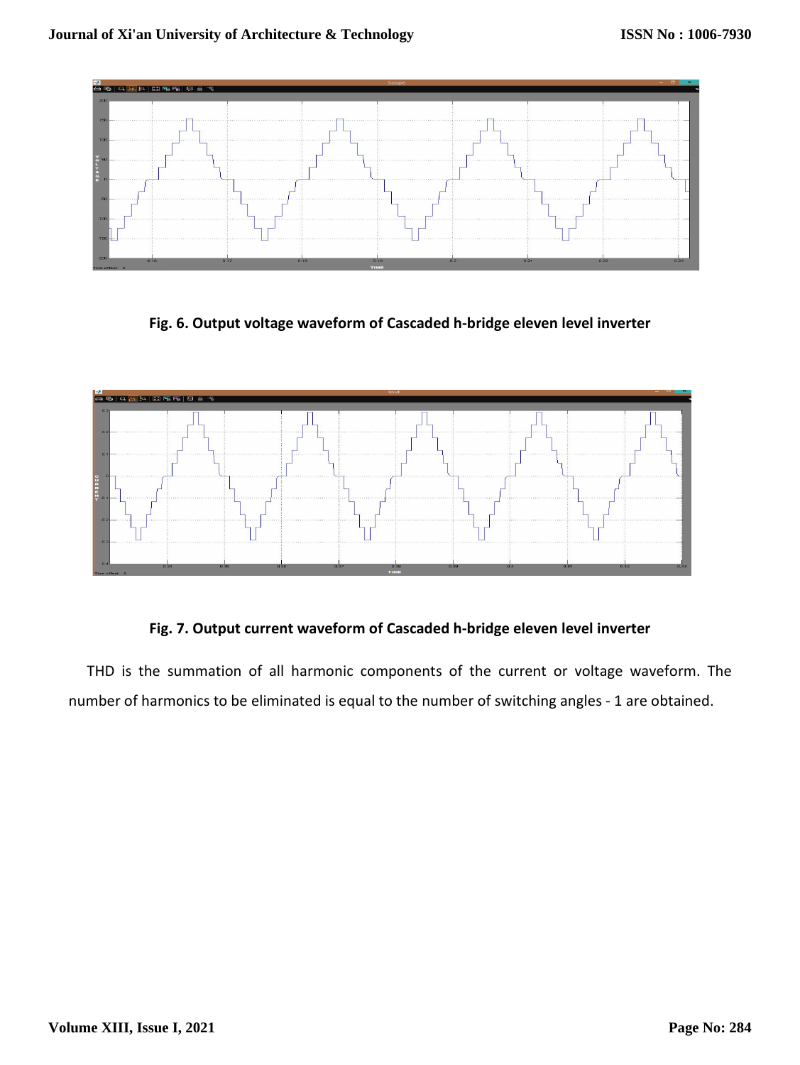Fig. 6. Output voltage waveform of Cascaded h-bridge eleven level inverter

Fig. 7. Output current waveform of Cascaded h-bridge eleven level inverter

THD is the summation of all harmonic components of the current or voltage waveform. The number of harmonics to be eliminated is equal to the number of switching angles - 1 are obtained.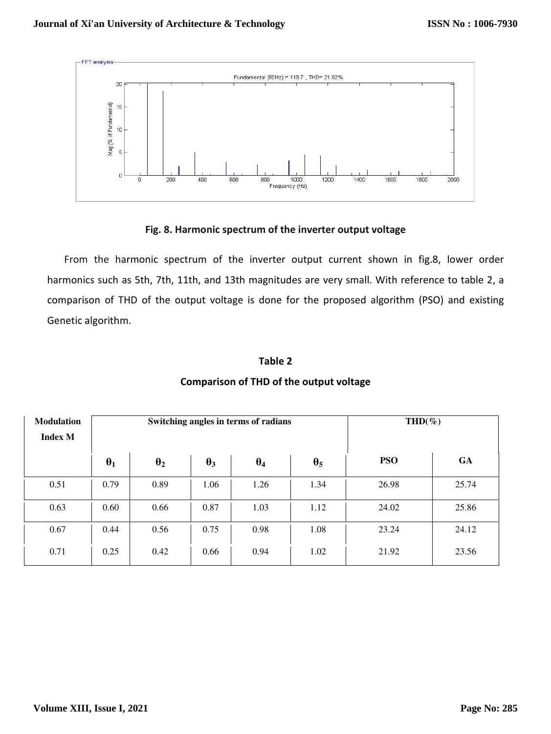**Fig. 8. Harmonic spectrum of the inverter output voltage**

From the harmonic spectrum of the inverter output current shown in fig.8, lower order harmonics such as 5th, 7th, 11th, and 13th magnitudes are very small. With reference to table 2, a comparison of THD of the output voltage is done for the proposed algorithm (PSO) and existing Genetic algorithm.

**Table 2**

**Comparison of THD of the output voltage**

| Modulation Index M | Switching angles in terms of radians | | | | | THD(%) | |
|---|---|---|---|---|---|---|---|
| | $\theta_1$ | $\theta_2$ | $\theta_3$ | $\theta_4$ | $\theta_5$ | PSO | GA |
| 0.51 | 0.79 | 0.89 | 1.06 | 1.26 | 1.34 | 26.98 | 25.74 |
| 0.63 | 0.60 | 0.66 | 0.87 | 1.03 | 1.12 | 24.02 | 25.86 |
| 0.67 | 0.44 | 0.56 | 0.75 | 0.98 | 1.08 | 23.24 | 24.12 |
| 0.71 | 0.25 | 0.42 | 0.66 | 0.94 | 1.02 | 21.92 | 23.56 |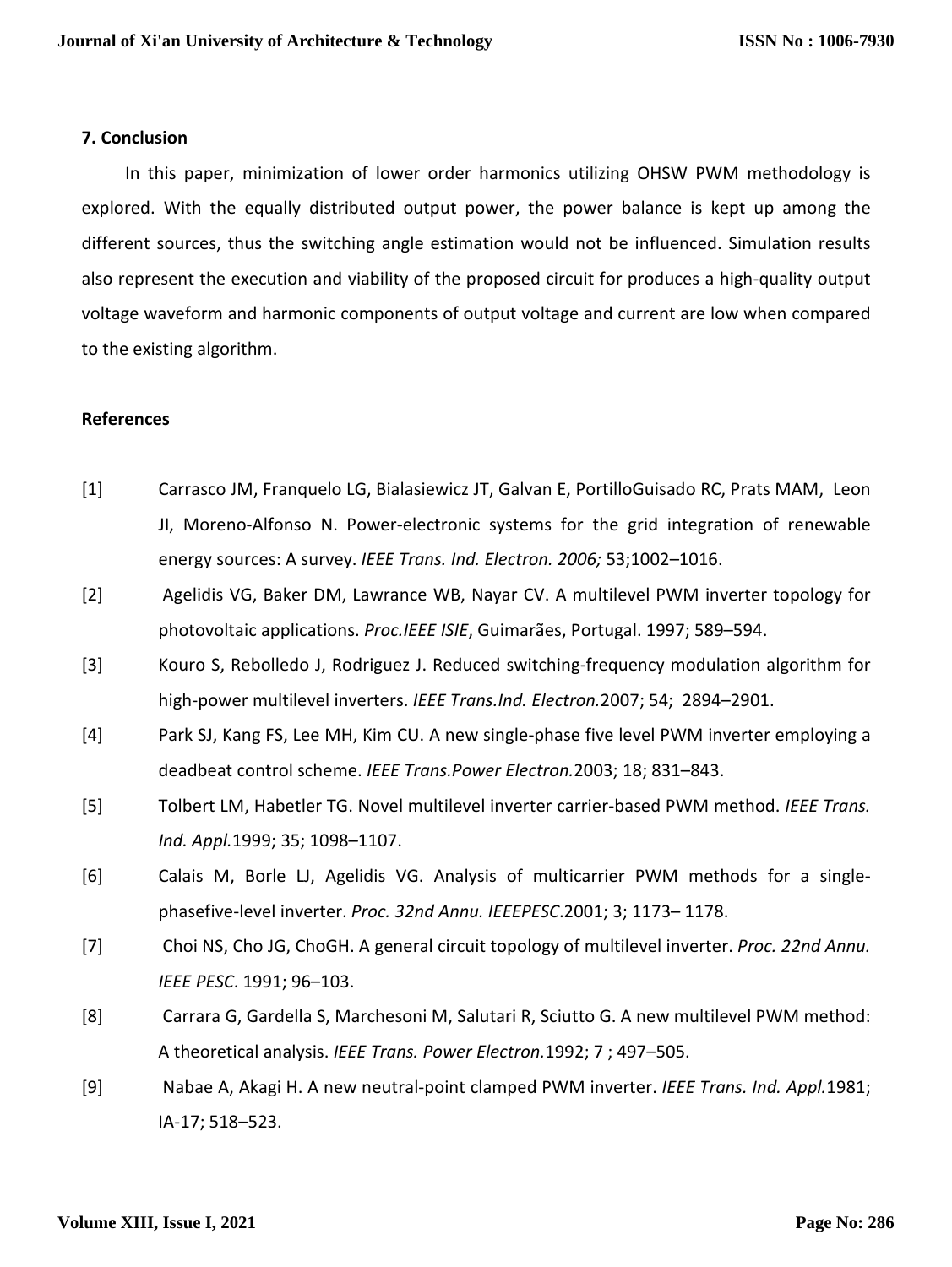## 7. Conclusion

In this paper, minimization of lower order harmonics utilizing OHSW PWM methodology is explored. With the equally distributed output power, the power balance is kept up among the different sources, thus the switching angle estimation would not be influenced. Simulation results also represent the execution and viability of the proposed circuit for produces a high-quality output voltage waveform and harmonic components of output voltage and current are low when compared to the existing algorithm.

## References

[1] Carrasco JM, Franquelo LG, Bialasiewicz JT, Galvan E, PortilloGuisado RC, Prats MAM, Leon JI, Moreno-Alfonso N. Power-electronic systems for the grid integration of renewable energy sources: A survey. *IEEE Trans. Ind. Electron. 2006;* 53;1002–1016.

[2] Agelidis VG, Baker DM, Lawrance WB, Nayar CV. A multilevel PWM inverter topology for photovoltaic applications. *Proc.IEEE ISIE*, Guimarães, Portugal. 1997; 589–594.

[3] Kouro S, Rebolledo J, Rodriguez J. Reduced switching-frequency modulation algorithm for high-power multilevel inverters. *IEEE Trans.Ind. Electron.*2007; 54; 2894–2901.

[4] Park SJ, Kang FS, Lee MH, Kim CU. A new single-phase five level PWM inverter employing a deadbeat control scheme. *IEEE Trans.Power Electron.*2003; 18; 831–843.

[5] Tolbert LM, Habetler TG. Novel multilevel inverter carrier-based PWM method. *IEEE Trans. Ind. Appl.*1999; 35; 1098–1107.

[6] Calais M, Borle LJ, Agelidis VG. Analysis of multicarrier PWM methods for a single-phasefive-level inverter. *Proc. 32nd Annu. IEEEPESC*.2001; 3; 1173– 1178.

[7] Choi NS, Cho JG, ChoGH. A general circuit topology of multilevel inverter. *Proc. 22nd Annu. IEEE PESC*. 1991; 96–103.

[8] Carrara G, Gardella S, Marchesoni M, Salutari R, Sciutto G. A new multilevel PWM method: A theoretical analysis. *IEEE Trans. Power Electron.*1992; 7 ; 497–505.

[9] Nabae A, Akagi H. A new neutral-point clamped PWM inverter. *IEEE Trans. Ind. Appl.*1981; IA-17; 518–523.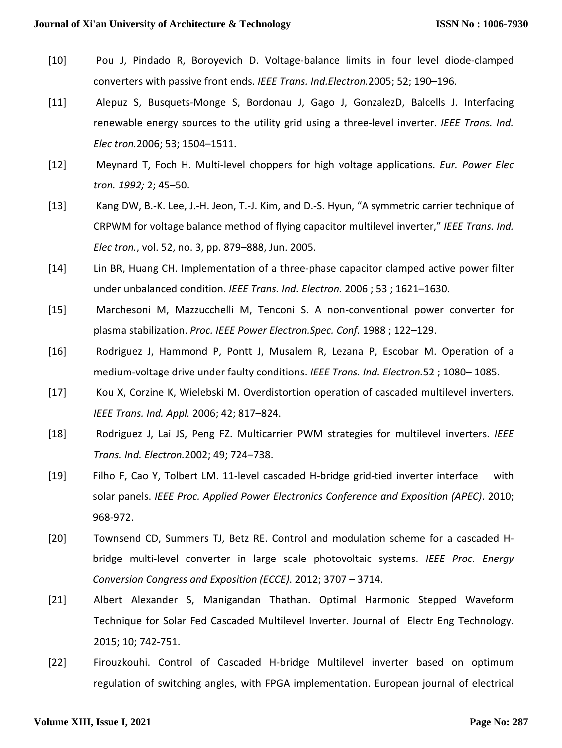[10] Pou J, Pindado R, Boroyevich D. Voltage-balance limits in four level diode-clamped converters with passive front ends. *IEEE Trans. Ind.Electron.*2005; 52; 190–196.

[11] Alepuz S, Busquets-Monge S, Bordonau J, Gago J, GonzalezD, Balcells J. Interfacing renewable energy sources to the utility grid using a three-level inverter. *IEEE Trans. Ind. Elec tron.*2006; 53; 1504–1511.

[12] Meynard T, Foch H. Multi-level choppers for high voltage applications. *Eur. Power Elec tron. 1992;* 2; 45–50.

[13] Kang DW, B.-K. Lee, J.-H. Jeon, T.-J. Kim, and D.-S. Hyun, "A symmetric carrier technique of CRPWM for voltage balance method of flying capacitor multilevel inverter," *IEEE Trans. Ind. Elec tron.*, vol. 52, no. 3, pp. 879–888, Jun. 2005.

[14] Lin BR, Huang CH. Implementation of a three-phase capacitor clamped active power filter under unbalanced condition. *IEEE Trans. Ind. Electron.* 2006 ; 53 ; 1621–1630.

[15] Marchesoni M, Mazzucchelli M, Tenconi S. A non-conventional power converter for plasma stabilization. *Proc. IEEE Power Electron.Spec. Conf.* 1988 ; 122–129.

[16] Rodriguez J, Hammond P, Pontt J, Musalem R, Lezana P, Escobar M. Operation of a medium-voltage drive under faulty conditions. *IEEE Trans. Ind. Electron.*52 ; 1080– 1085.

[17] Kou X, Corzine K, Wielebski M. Overdistortion operation of cascaded multilevel inverters. *IEEE Trans. Ind. Appl.* 2006; 42; 817–824.

[18] Rodriguez J, Lai JS, Peng FZ. Multicarrier PWM strategies for multilevel inverters. *IEEE Trans. Ind. Electron.*2002; 49; 724–738.

[19] Filho F, Cao Y, Tolbert LM. 11-level cascaded H-bridge grid-tied inverter interface with solar panels. *IEEE Proc. Applied Power Electronics Conference and Exposition (APEC)*. 2010; 968-972.

[20] Townsend CD, Summers TJ, Betz RE. Control and modulation scheme for a cascaded H-bridge multi-level converter in large scale photovoltaic systems. *IEEE Proc. Energy Conversion Congress and Exposition (ECCE)*. 2012; 3707 – 3714.

[21] Albert Alexander S, Manigandan Thathan. Optimal Harmonic Stepped Waveform Technique for Solar Fed Cascaded Multilevel Inverter. Journal of Electr Eng Technology. 2015; 10; 742-751.

[22] Firouzkouhi. Control of Cascaded H-bridge Multilevel inverter based on optimum regulation of switching angles, with FPGA implementation. European journal of electrical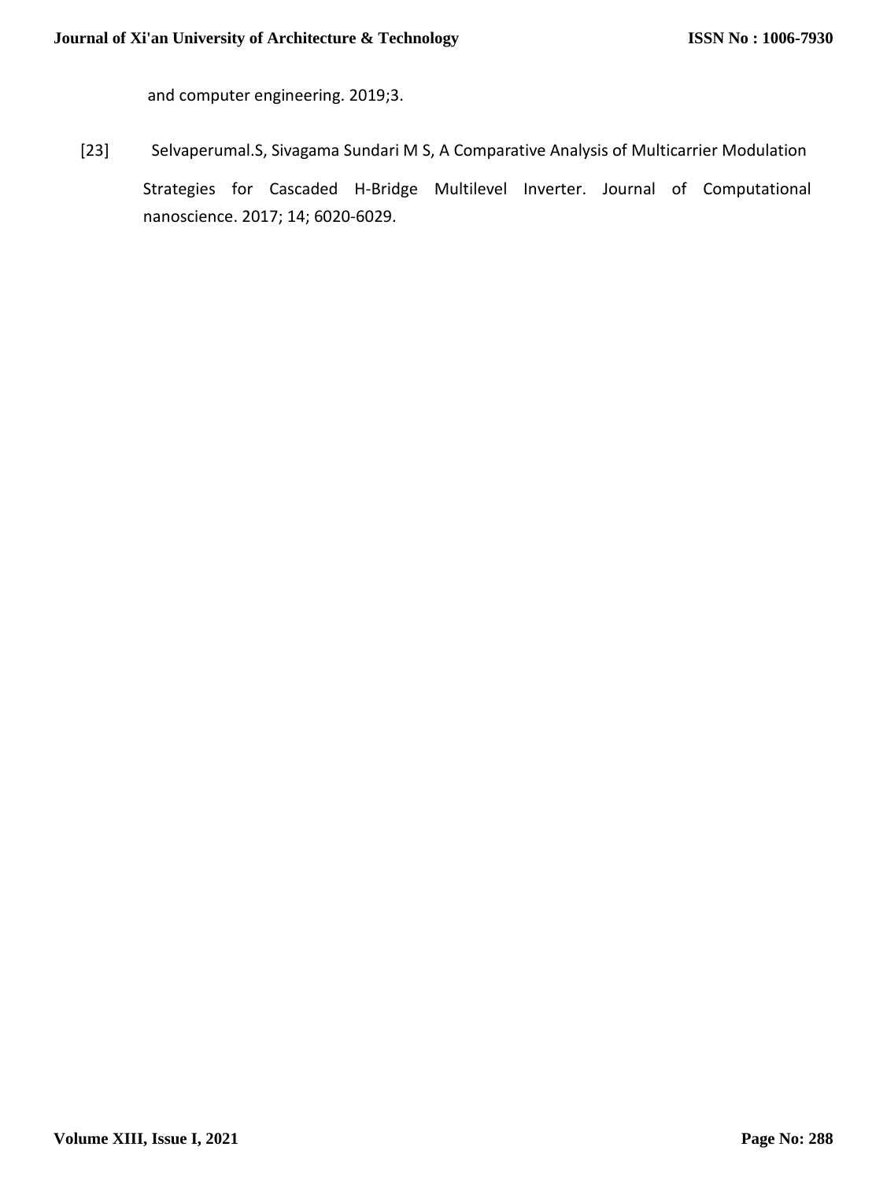and computer engineering. 2019;3.

[23] Selvaperumal.S, Sivagama Sundari M S, A Comparative Analysis of Multicarrier Modulation Strategies for Cascaded H-Bridge Multilevel Inverter. Journal of Computational nanoscience. 2017; 14; 6020-6029.